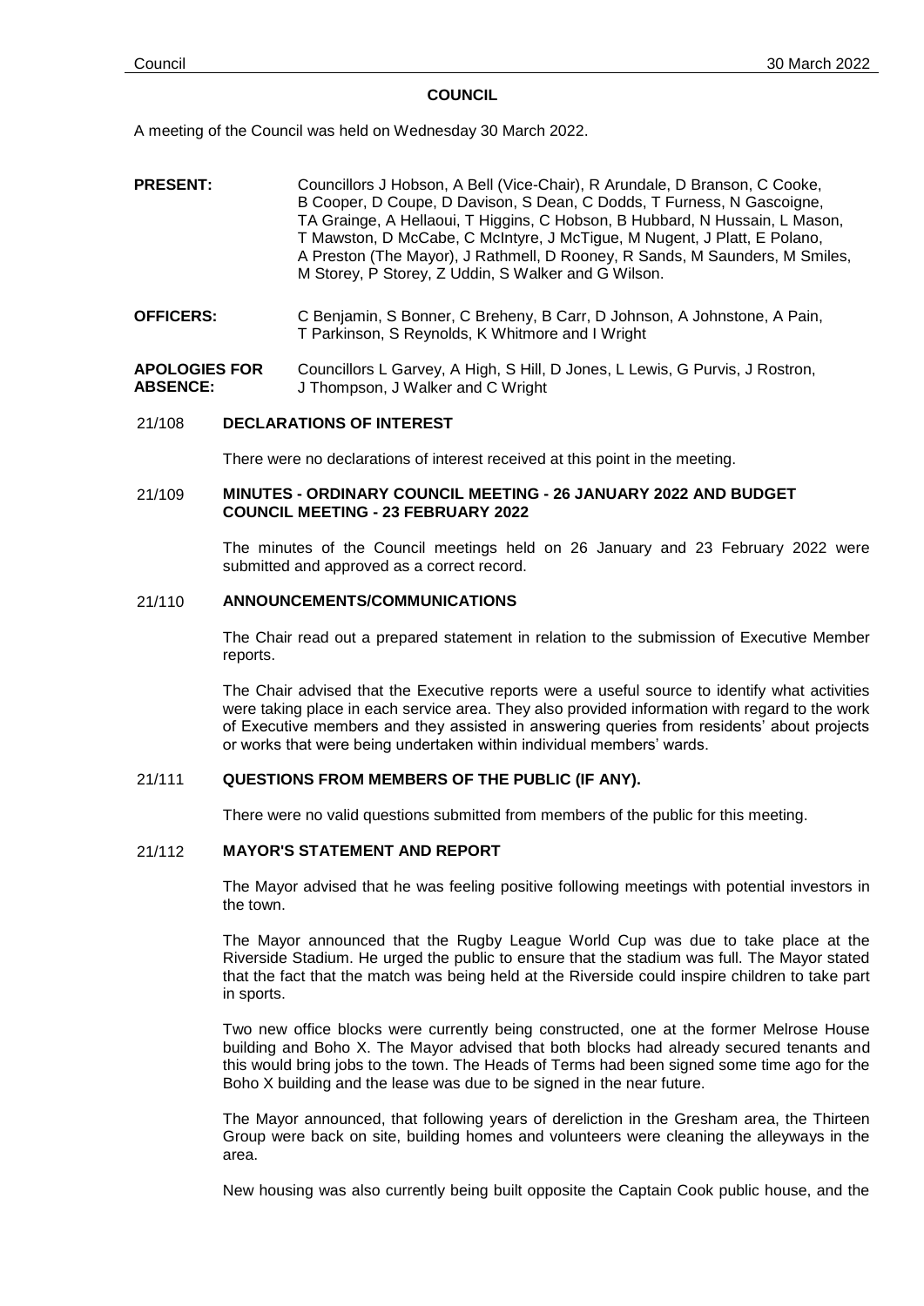# COUNCIL

A meeting of the Council was held on Wednesday 30 March 2022.

**PRESENT:** Councillors J Hobson, A Bell (Vice-Chair), R Arundale, D Branson, C Cooke, B Cooper, D Coupe, D Davison, S Dean, C Dodds, T Furness, N Gascoigne, TA Grainge, A Hellaoui, T Higgins, C Hobson, B Hubbard, N Hussain, L Mason, T Mawston, D McCabe, C McIntyre, J McTigue, M Nugent, J Platt, E Polano, A Preston (The Mayor), J Rathmell, D Rooney, R Sands, M Saunders, M Smiles, M Storey, P Storey, Z Uddin, S Walker and G Wilson.

**OFFICERS:** C Benjamin, S Bonner, C Breheny, B Carr, D Johnson, A Johnstone, A Pain, T Parkinson, S Reynolds, K Whitmore and I Wright

**APOLOGIES FOR ABSENCE:** Councillors L Garvey, A High, S Hill, D Jones, L Lewis, G Purvis, J Rostron, J Thompson, J Walker and C Wright

## 21/108 DECLARATIONS OF INTEREST

There were no declarations of interest received at this point in the meeting.

## 21/109 MINUTES - ORDINARY COUNCIL MEETING - 26 JANUARY 2022 AND BUDGET COUNCIL MEETING - 23 FEBRUARY 2022

The minutes of the Council meetings held on 26 January and 23 February 2022 were submitted and approved as a correct record.

## 21/110 ANNOUNCEMENTS/COMMUNICATIONS

The Chair read out a prepared statement in relation to the submission of Executive Member reports.

The Chair advised that the Executive reports were a useful source to identify what activities were taking place in each service area. They also provided information with regard to the work of Executive members and they assisted in answering queries from residents' about projects or works that were being undertaken within individual members' wards.

## 21/111 QUESTIONS FROM MEMBERS OF THE PUBLIC (IF ANY).

There were no valid questions submitted from members of the public for this meeting.

## 21/112 MAYOR'S STATEMENT AND REPORT

The Mayor advised that he was feeling positive following meetings with potential investors in the town.

The Mayor announced that the Rugby League World Cup was due to take place at the Riverside Stadium. He urged the public to ensure that the stadium was full. The Mayor stated that the fact that the match was being held at the Riverside could inspire children to take part in sports.

Two new office blocks were currently being constructed, one at the former Melrose House building and Boho X. The Mayor advised that both blocks had already secured tenants and this would bring jobs to the town. The Heads of Terms had been signed some time ago for the Boho X building and the lease was due to be signed in the near future.

The Mayor announced, that following years of dereliction in the Gresham area, the Thirteen Group were back on site, building homes and volunteers were cleaning the alleyways in the area.

New housing was also currently being built opposite the Captain Cook public house, and the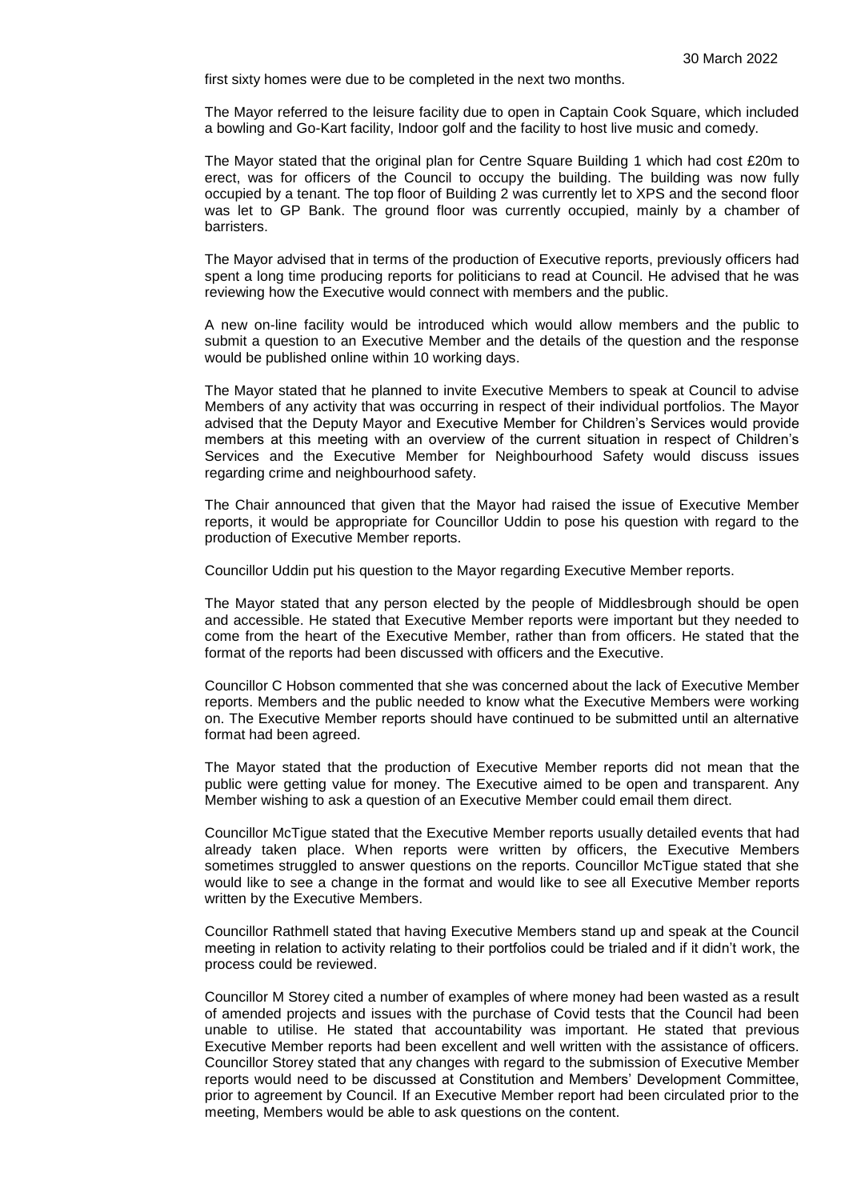first sixty homes were due to be completed in the next two months.

The Mayor referred to the leisure facility due to open in Captain Cook Square, which included a bowling and Go-Kart facility, Indoor golf and the facility to host live music and comedy.

The Mayor stated that the original plan for Centre Square Building 1 which had cost £20m to erect, was for officers of the Council to occupy the building. The building was now fully occupied by a tenant. The top floor of Building 2 was currently let to XPS and the second floor was let to GP Bank. The ground floor was currently occupied, mainly by a chamber of barristers.

The Mayor advised that in terms of the production of Executive reports, previously officers had spent a long time producing reports for politicians to read at Council. He advised that he was reviewing how the Executive would connect with members and the public.

A new on-line facility would be introduced which would allow members and the public to submit a question to an Executive Member and the details of the question and the response would be published online within 10 working days.

The Mayor stated that he planned to invite Executive Members to speak at Council to advise Members of any activity that was occurring in respect of their individual portfolios. The Mayor advised that the Deputy Mayor and Executive Member for Children's Services would provide members at this meeting with an overview of the current situation in respect of Children's Services and the Executive Member for Neighbourhood Safety would discuss issues regarding crime and neighbourhood safety.

The Chair announced that given that the Mayor had raised the issue of Executive Member reports, it would be appropriate for Councillor Uddin to pose his question with regard to the production of Executive Member reports.

Councillor Uddin put his question to the Mayor regarding Executive Member reports.

The Mayor stated that any person elected by the people of Middlesbrough should be open and accessible. He stated that Executive Member reports were important but they needed to come from the heart of the Executive Member, rather than from officers. He stated that the format of the reports had been discussed with officers and the Executive.

Councillor C Hobson commented that she was concerned about the lack of Executive Member reports. Members and the public needed to know what the Executive Members were working on. The Executive Member reports should have continued to be submitted until an alternative format had been agreed.

The Mayor stated that the production of Executive Member reports did not mean that the public were getting value for money. The Executive aimed to be open and transparent. Any Member wishing to ask a question of an Executive Member could email them direct.

Councillor McTigue stated that the Executive Member reports usually detailed events that had already taken place. When reports were written by officers, the Executive Members sometimes struggled to answer questions on the reports. Councillor McTigue stated that she would like to see a change in the format and would like to see all Executive Member reports written by the Executive Members.

Councillor Rathmell stated that having Executive Members stand up and speak at the Council meeting in relation to activity relating to their portfolios could be trialed and if it didn't work, the process could be reviewed.

Councillor M Storey cited a number of examples of where money had been wasted as a result of amended projects and issues with the purchase of Covid tests that the Council had been unable to utilise. He stated that accountability was important. He stated that previous Executive Member reports had been excellent and well written with the assistance of officers. Councillor Storey stated that any changes with regard to the submission of Executive Member reports would need to be discussed at Constitution and Members' Development Committee, prior to agreement by Council. If an Executive Member report had been circulated prior to the meeting, Members would be able to ask questions on the content.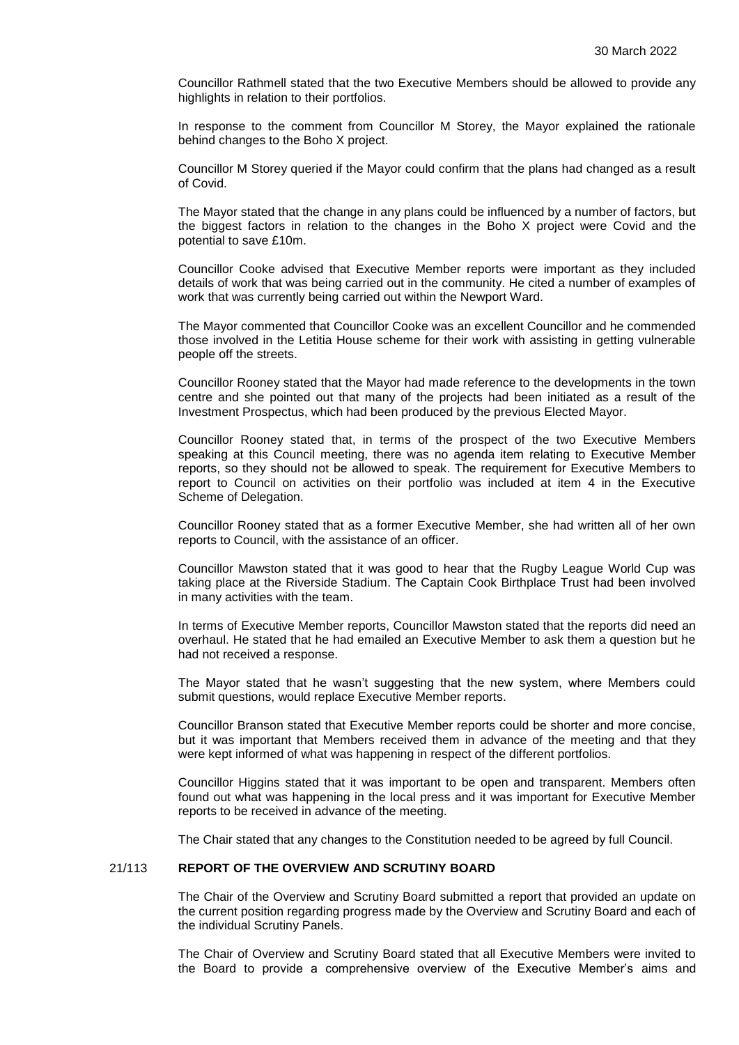Councillor Rathmell stated that the two Executive Members should be allowed to provide any highlights in relation to their portfolios.

In response to the comment from Councillor M Storey, the Mayor explained the rationale behind changes to the Boho X project.

Councillor M Storey queried if the Mayor could confirm that the plans had changed as a result of Covid.

The Mayor stated that the change in any plans could be influenced by a number of factors, but the biggest factors in relation to the changes in the Boho X project were Covid and the potential to save £10m.

Councillor Cooke advised that Executive Member reports were important as they included details of work that was being carried out in the community. He cited a number of examples of work that was currently being carried out within the Newport Ward.

The Mayor commented that Councillor Cooke was an excellent Councillor and he commended those involved in the Letitia House scheme for their work with assisting in getting vulnerable people off the streets.

Councillor Rooney stated that the Mayor had made reference to the developments in the town centre and she pointed out that many of the projects had been initiated as a result of the Investment Prospectus, which had been produced by the previous Elected Mayor.

Councillor Rooney stated that, in terms of the prospect of the two Executive Members speaking at this Council meeting, there was no agenda item relating to Executive Member reports, so they should not be allowed to speak. The requirement for Executive Members to report to Council on activities on their portfolio was included at item 4 in the Executive Scheme of Delegation.

Councillor Rooney stated that as a former Executive Member, she had written all of her own reports to Council, with the assistance of an officer.

Councillor Mawston stated that it was good to hear that the Rugby League World Cup was taking place at the Riverside Stadium. The Captain Cook Birthplace Trust had been involved in many activities with the team.

In terms of Executive Member reports, Councillor Mawston stated that the reports did need an overhaul. He stated that he had emailed an Executive Member to ask them a question but he had not received a response.

The Mayor stated that he wasn't suggesting that the new system, where Members could submit questions, would replace Executive Member reports.

Councillor Branson stated that Executive Member reports could be shorter and more concise, but it was important that Members received them in advance of the meeting and that they were kept informed of what was happening in respect of the different portfolios.

Councillor Higgins stated that it was important to be open and transparent. Members often found out what was happening in the local press and it was important for Executive Member reports to be received in advance of the meeting.

The Chair stated that any changes to the Constitution needed to be agreed by full Council.

## 21/113 REPORT OF THE OVERVIEW AND SCRUTINY BOARD

The Chair of the Overview and Scrutiny Board submitted a report that provided an update on the current position regarding progress made by the Overview and Scrutiny Board and each of the individual Scrutiny Panels.

The Chair of Overview and Scrutiny Board stated that all Executive Members were invited to the Board to provide a comprehensive overview of the Executive Member's aims and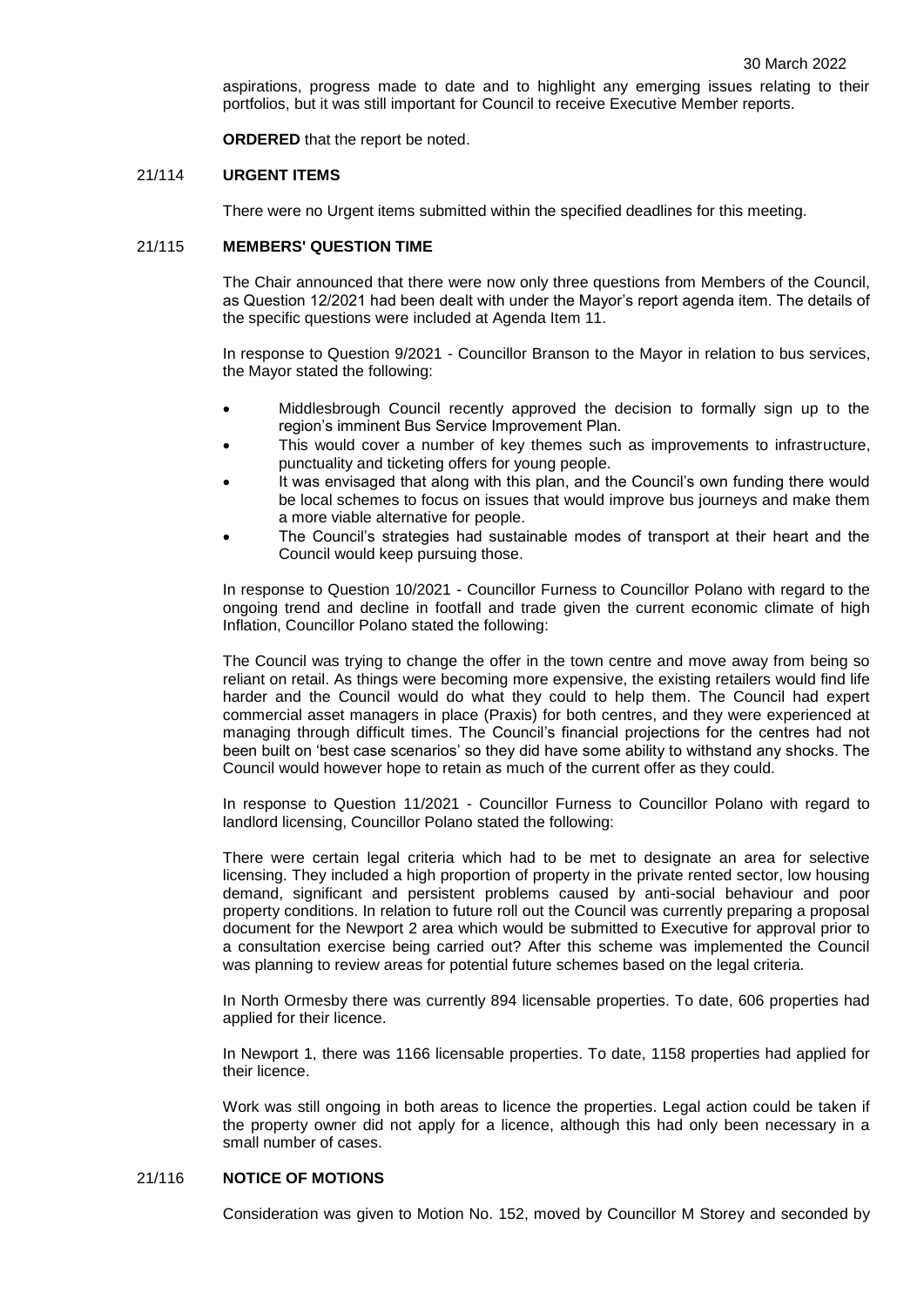aspirations, progress made to date and to highlight any emerging issues relating to their portfolios, but it was still important for Council to receive Executive Member reports.

**ORDERED** that the report be noted.

## 21/114 URGENT ITEMS

There were no Urgent items submitted within the specified deadlines for this meeting.

## 21/115 MEMBERS' QUESTION TIME

The Chair announced that there were now only three questions from Members of the Council, as Question 12/2021 had been dealt with under the Mayor's report agenda item. The details of the specific questions were included at Agenda Item 11.

In response to Question 9/2021 - Councillor Branson to the Mayor in relation to bus services, the Mayor stated the following:

- Middlesbrough Council recently approved the decision to formally sign up to the region's imminent Bus Service Improvement Plan.
- This would cover a number of key themes such as improvements to infrastructure, punctuality and ticketing offers for young people.
- It was envisaged that along with this plan, and the Council's own funding there would be local schemes to focus on issues that would improve bus journeys and make them a more viable alternative for people.
- The Council's strategies had sustainable modes of transport at their heart and the Council would keep pursuing those.

In response to Question 10/2021 - Councillor Furness to Councillor Polano with regard to the ongoing trend and decline in footfall and trade given the current economic climate of high Inflation, Councillor Polano stated the following:

The Council was trying to change the offer in the town centre and move away from being so reliant on retail. As things were becoming more expensive, the existing retailers would find life harder and the Council would do what they could to help them. The Council had expert commercial asset managers in place (Praxis) for both centres, and they were experienced at managing through difficult times. The Council's financial projections for the centres had not been built on 'best case scenarios' so they did have some ability to withstand any shocks. The Council would however hope to retain as much of the current offer as they could.

In response to Question 11/2021 - Councillor Furness to Councillor Polano with regard to landlord licensing, Councillor Polano stated the following:

There were certain legal criteria which had to be met to designate an area for selective licensing. They included a high proportion of property in the private rented sector, low housing demand, significant and persistent problems caused by anti-social behaviour and poor property conditions. In relation to future roll out the Council was currently preparing a proposal document for the Newport 2 area which would be submitted to Executive for approval prior to a consultation exercise being carried out? After this scheme was implemented the Council was planning to review areas for potential future schemes based on the legal criteria.

In North Ormesby there was currently 894 licensable properties. To date, 606 properties had applied for their licence.

In Newport 1, there was 1166 licensable properties. To date, 1158 properties had applied for their licence.

Work was still ongoing in both areas to licence the properties. Legal action could be taken if the property owner did not apply for a licence, although this had only been necessary in a small number of cases.

## 21/116 NOTICE OF MOTIONS

Consideration was given to Motion No. 152, moved by Councillor M Storey and seconded by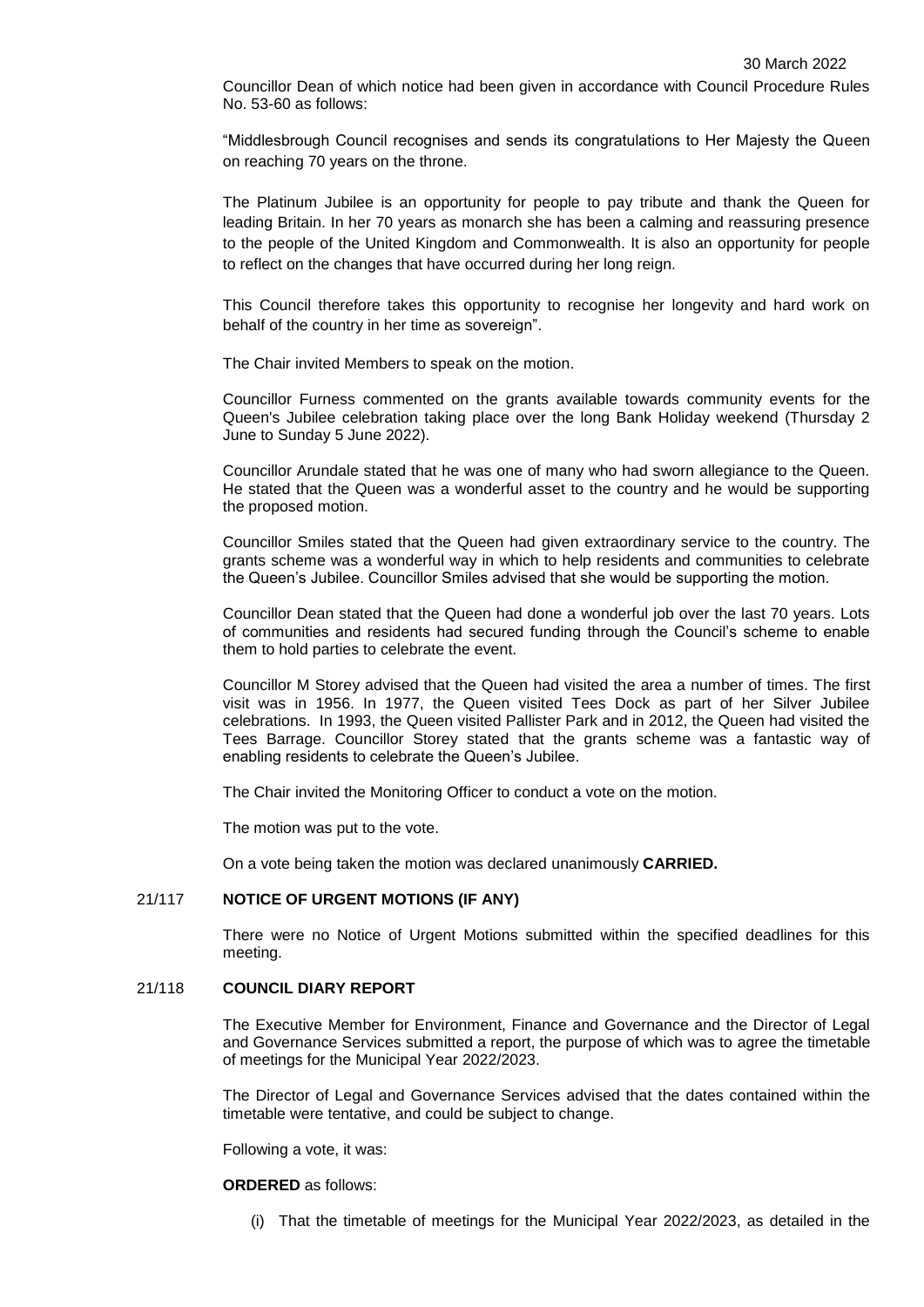Councillor Dean of which notice had been given in accordance with Council Procedure Rules No. 53-60 as follows:

"Middlesbrough Council recognises and sends its congratulations to Her Majesty the Queen on reaching 70 years on the throne.

The Platinum Jubilee is an opportunity for people to pay tribute and thank the Queen for leading Britain. In her 70 years as monarch she has been a calming and reassuring presence to the people of the United Kingdom and Commonwealth. It is also an opportunity for people to reflect on the changes that have occurred during her long reign.

This Council therefore takes this opportunity to recognise her longevity and hard work on behalf of the country in her time as sovereign".

The Chair invited Members to speak on the motion.

Councillor Furness commented on the grants available towards community events for the Queen's Jubilee celebration taking place over the long Bank Holiday weekend (Thursday 2 June to Sunday 5 June 2022).

Councillor Arundale stated that he was one of many who had sworn allegiance to the Queen. He stated that the Queen was a wonderful asset to the country and he would be supporting the proposed motion.

Councillor Smiles stated that the Queen had given extraordinary service to the country. The grants scheme was a wonderful way in which to help residents and communities to celebrate the Queen's Jubilee. Councillor Smiles advised that she would be supporting the motion.

Councillor Dean stated that the Queen had done a wonderful job over the last 70 years. Lots of communities and residents had secured funding through the Council's scheme to enable them to hold parties to celebrate the event.

Councillor M Storey advised that the Queen had visited the area a number of times. The first visit was in 1956. In 1977, the Queen visited Tees Dock as part of her Silver Jubilee celebrations. In 1993, the Queen visited Pallister Park and in 2012, the Queen had visited the Tees Barrage. Councillor Storey stated that the grants scheme was a fantastic way of enabling residents to celebrate the Queen's Jubilee.

The Chair invited the Monitoring Officer to conduct a vote on the motion.

The motion was put to the vote.

On a vote being taken the motion was declared unanimously **CARRIED.**

## 21/117 NOTICE OF URGENT MOTIONS (IF ANY)

There were no Notice of Urgent Motions submitted within the specified deadlines for this meeting.

## 21/118 COUNCIL DIARY REPORT

The Executive Member for Environment, Finance and Governance and the Director of Legal and Governance Services submitted a report, the purpose of which was to agree the timetable of meetings for the Municipal Year 2022/2023.

The Director of Legal and Governance Services advised that the dates contained within the timetable were tentative, and could be subject to change.

Following a vote, it was:

**ORDERED** as follows:

(i) That the timetable of meetings for the Municipal Year 2022/2023, as detailed in the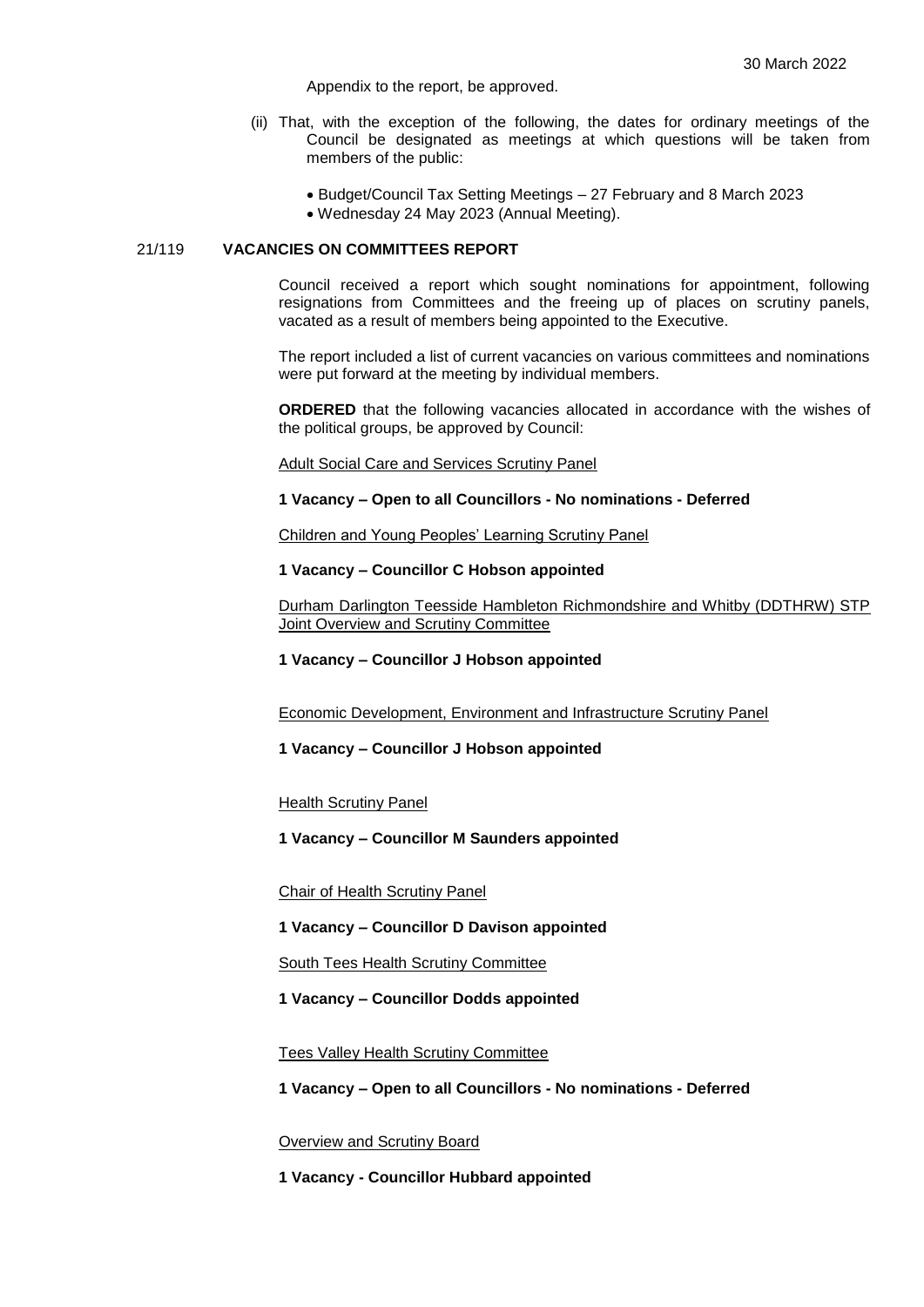Appendix to the report, be approved.

(ii) That, with the exception of the following, the dates for ordinary meetings of the Council be designated as meetings at which questions will be taken from members of the public:

- Budget/Council Tax Setting Meetings – 27 February and 8 March 2023
- Wednesday 24 May 2023 (Annual Meeting).

## 21/119 VACANCIES ON COMMITTEES REPORT

Council received a report which sought nominations for appointment, following resignations from Committees and the freeing up of places on scrutiny panels, vacated as a result of members being appointed to the Executive.

The report included a list of current vacancies on various committees and nominations were put forward at the meeting by individual members.

**ORDERED** that the following vacancies allocated in accordance with the wishes of the political groups, be approved by Council:

Adult Social Care and Services Scrutiny Panel

**1 Vacancy – Open to all Councillors - No nominations - Deferred**

Children and Young Peoples' Learning Scrutiny Panel

**1 Vacancy – Councillor C Hobson appointed**

Durham Darlington Teesside Hambleton Richmondshire and Whitby (DDTHRW) STP Joint Overview and Scrutiny Committee

**1 Vacancy – Councillor J Hobson appointed**

Economic Development, Environment and Infrastructure Scrutiny Panel

**1 Vacancy – Councillor J Hobson appointed**

Health Scrutiny Panel

**1 Vacancy – Councillor M Saunders appointed**

Chair of Health Scrutiny Panel

**1 Vacancy – Councillor D Davison appointed**

South Tees Health Scrutiny Committee

**1 Vacancy – Councillor Dodds appointed**

Tees Valley Health Scrutiny Committee

**1 Vacancy – Open to all Councillors - No nominations - Deferred**

Overview and Scrutiny Board

**1 Vacancy - Councillor Hubbard appointed**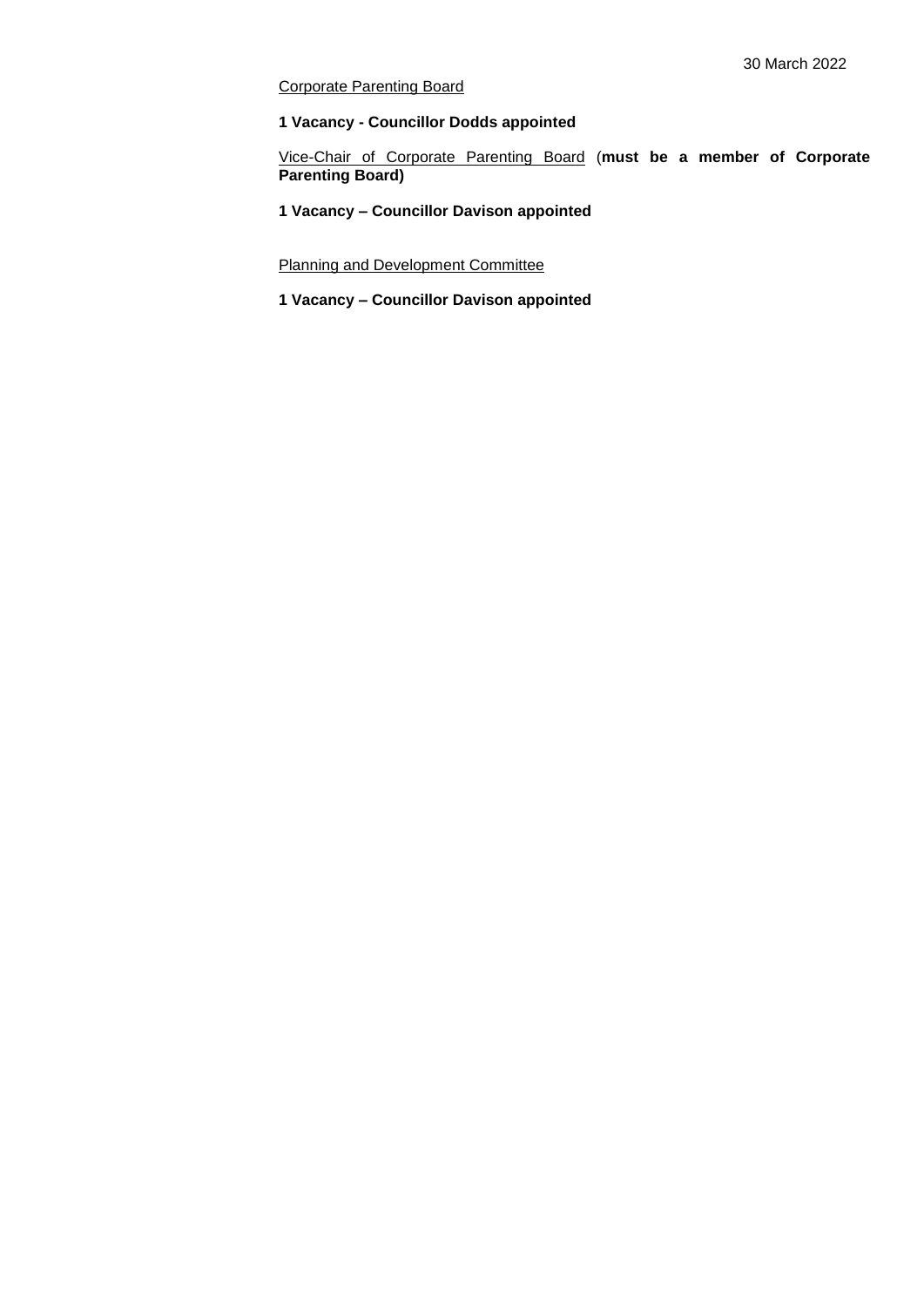30 March 2022

Corporate Parenting Board

**1 Vacancy - Councillor Dodds appointed**

Vice-Chair of Corporate Parenting Board (**must be a member of Corporate Parenting Board)**

**1 Vacancy – Councillor Davison appointed**

Planning and Development Committee

**1 Vacancy – Councillor Davison appointed**